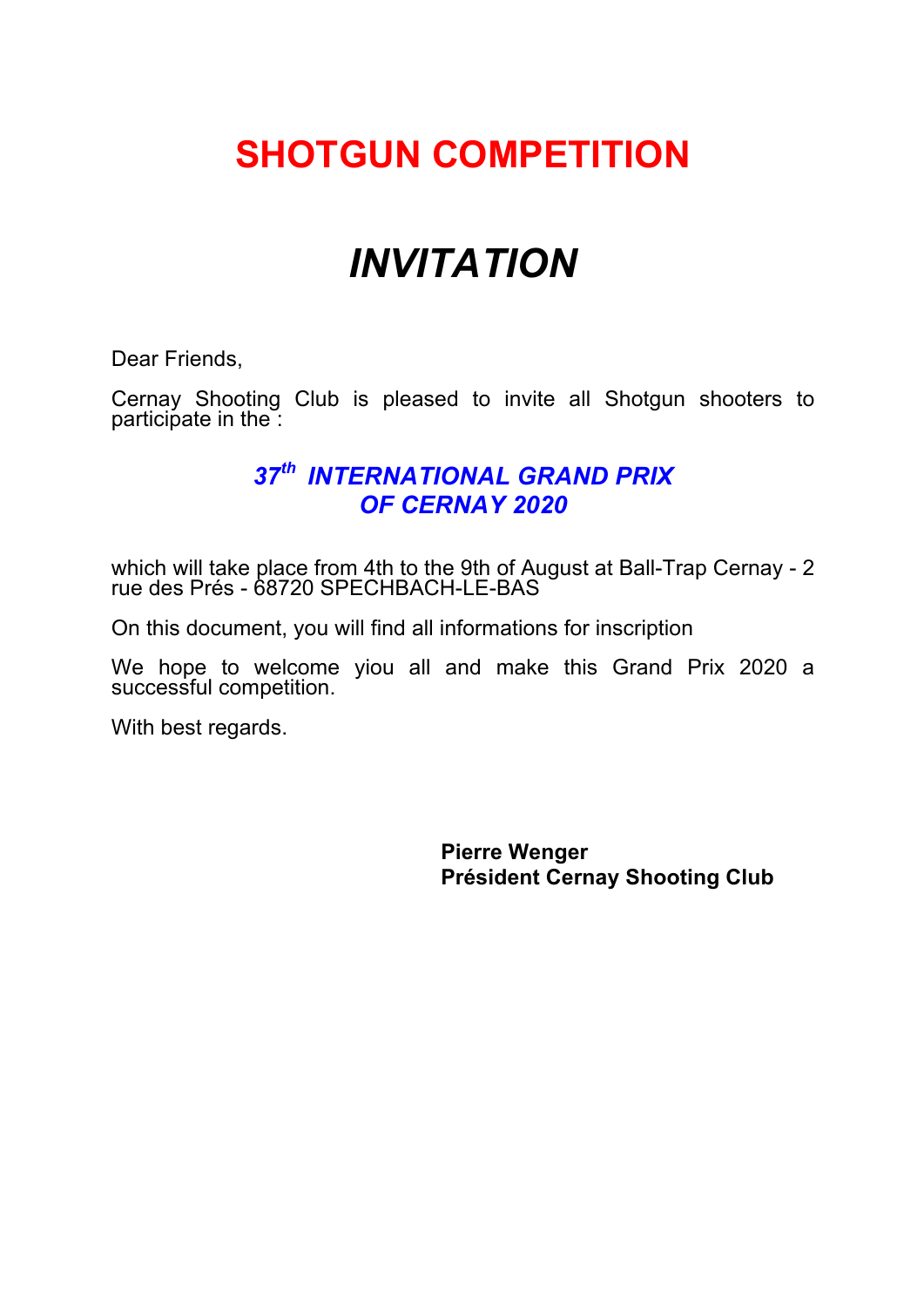# SHOTGUN COMPETITION

# *INVITATION*

Dear Friends,

Cernay Shooting Club is pleased to invite all Shotgun shooters to participate in the :

## *37th INTERNATIONAL GRAND PRIX OF CERNAY 2020*

which will take place from 4th to the 9th of August at Ball-Trap Cernay - 2 rue des Prés - 68720 SPECHBACH-LE-BAS

On this document, you will find all informations for inscription

We hope to welcome yiou all and make this Grand Prix 2020 a successful competition.

With best regards.

**Pierre Wenger**
**Président Cernay Shooting Club**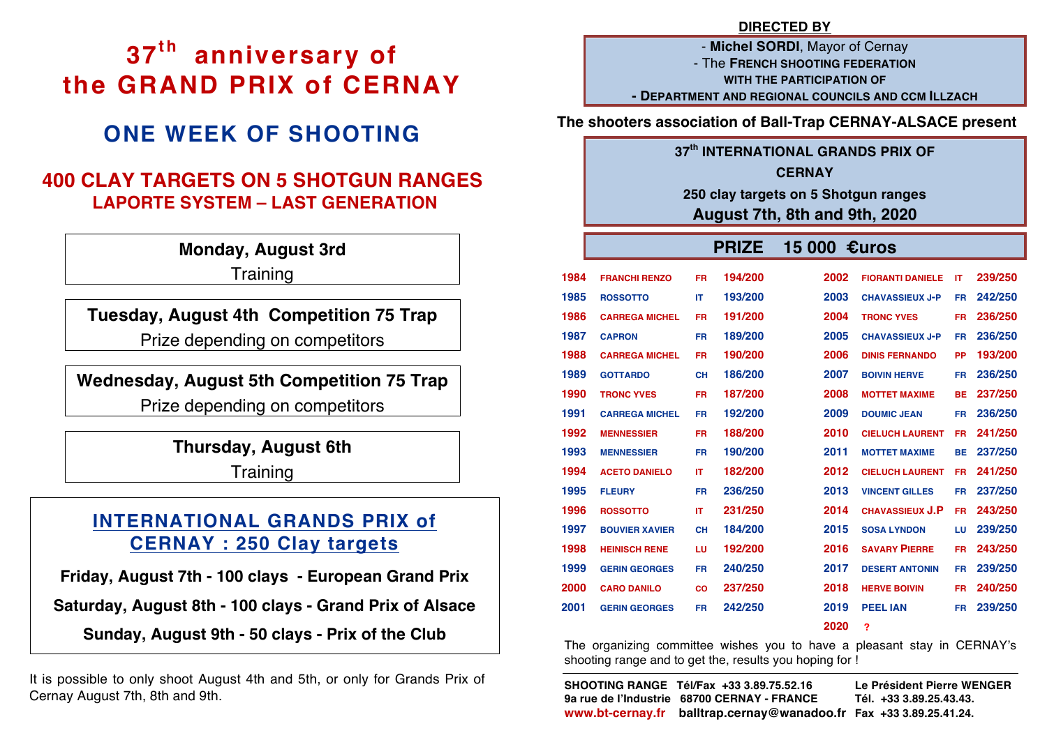# 37th anniversary of the GRAND PRIX of CERNAY

## ONE WEEK OF SHOOTING

### 400 CLAY TARGETS ON 5 SHOTGUN RANGES
**LAPORTE SYSTEM – LAST GENERATION**

**Monday, August 3rd**
Training

**Tuesday, August 4th Competition 75 Trap**
Prize depending on competitors

**Wednesday, August 5th Competition 75 Trap**
Prize depending on competitors

**Thursday, August 6th**
Training

### INTERNATIONAL GRANDS PRIX of CERNAY : 250 Clay targets

**Friday, August 7th - 100 clays - European Grand Prix**

**Saturday, August 8th - 100 clays - Grand Prix of Alsace**

**Sunday, August 9th - 50 clays - Prix of the Club**

It is possible to only shoot August 4th and 5th, or only for Grands Prix of Cernay August 7th, 8th and 9th.

**DIRECTED BY**

- **Michel SORDI**, Mayor of Cernay
- The **FRENCH SHOOTING FEDERATION**
**WITH THE PARTICIPATION OF**
- **DEPARTMENT AND REGIONAL COUNCILS AND CCM ILLZACH**

**The shooters association of Ball-Trap CERNAY-ALSACE present**

**37th INTERNATIONAL GRANDS PRIX OF CERNAY**
**250 clay targets on 5 Shotgun ranges**
**August 7th, 8th and 9th, 2020**

**PRIZE 15 000 €uros**

| Year | Winner | Country | Score |
|---|---|---|---|
| 1984 | FRANCHI RENZO | FR | 194/200 |
| 1985 | ROSSOTTO | IT | 193/200 |
| 1986 | CARREGA MICHEL | FR | 191/200 |
| 1987 | CAPRON | FR | 189/200 |
| 1988 | CARREGA MICHEL | FR | 190/200 |
| 1989 | GOTTARDO | CH | 186/200 |
| 1990 | TRONC YVES | FR | 187/200 |
| 1991 | CARREGA MICHEL | FR | 192/200 |
| 1992 | MENNESSIER | FR | 188/200 |
| 1993 | MENNESSIER | FR | 190/200 |
| 1994 | ACETO DANIELO | IT | 182/200 |
| 1995 | FLEURY | FR | 236/250 |
| 1996 | ROSSOTTO | IT | 231/250 |
| 1997 | BOUVIER XAVIER | CH | 184/200 |
| 1998 | HEINISCH RENE | LU | 192/200 |
| 1999 | GERIN GEORGES | FR | 240/250 |
| 2000 | CARO DANILO | CO | 237/250 |
| 2001 | GERIN GEORGES | FR | 242/250 |
| 2002 | FIORANTI DANIELE | IT | 239/250 |
| 2003 | CHAVASSIEUX J-P | FR | 242/250 |
| 2004 | TRONC YVES | FR | 236/250 |
| 2005 | CHAVASSIEUX J-P | FR | 236/250 |
| 2006 | DINIS FERNANDO | PP | 193/200 |
| 2007 | BOIVIN HERVE | FR | 236/250 |
| 2008 | MOTTET MAXIME | BE | 237/250 |
| 2009 | DOUMIC JEAN | FR | 236/250 |
| 2010 | CIELUCH LAURENT | FR | 241/250 |
| 2011 | MOTTET MAXIME | BE | 237/250 |
| 2012 | CIELUCH LAURENT | FR | 241/250 |
| 2013 | VINCENT GILLES | FR | 237/250 |
| 2014 | CHAVASSIEUX J.P | FR | 243/250 |
| 2015 | SOSA LYNDON | LU | 239/250 |
| 2016 | SAVARY PIERRE | FR | 243/250 |
| 2017 | DESERT ANTONIN | FR | 239/250 |
| 2018 | HERVE BOIVIN | FR | 240/250 |
| 2019 | PEEL IAN | FR | 239/250 |
| 2020 | ? | | |

The organizing committee wishes you to have a pleasant stay in CERNAY's shooting range and to get the, results you hoping for !

**SHOOTING RANGE Tél/Fax +33 3.89.75.52.16**
**9a rue de l'Industrie 68700 CERNAY - FRANCE**
**www.bt-cernay.fr balltrap.cernay@wanadoo.fr**

**Le Président Pierre WENGER**
**Tél. +33 3.89.25.43.43.**
**Fax +33 3.89.25.41.24.**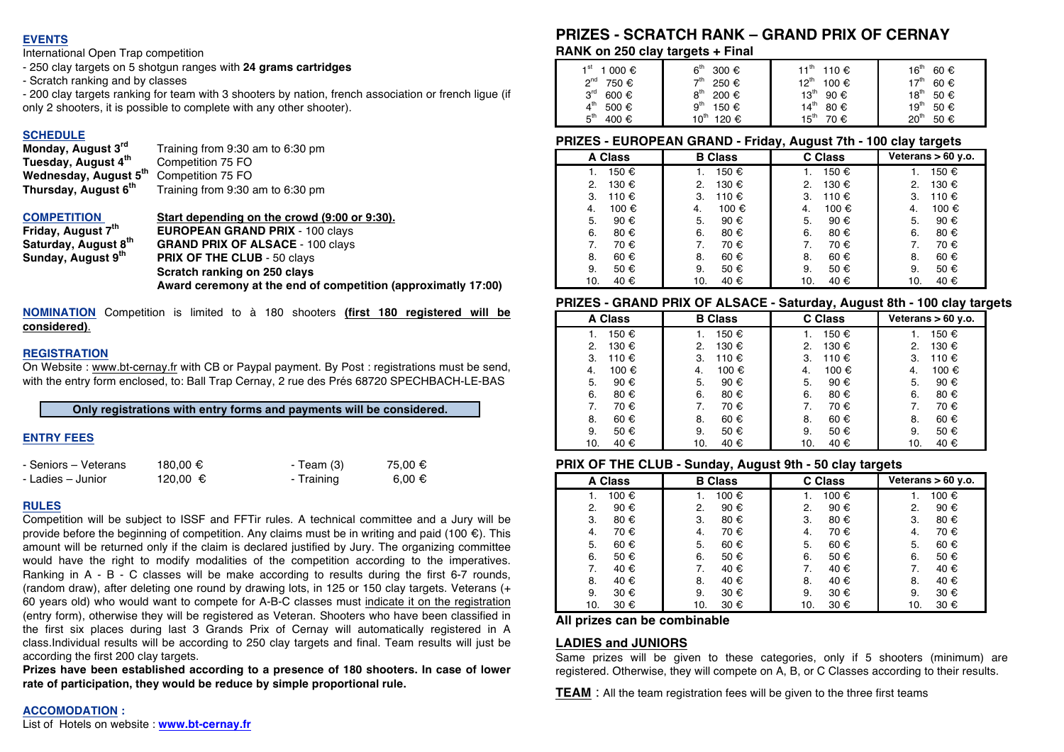## EVENTS

International Open Trap competition

- 250 clay targets on 5 shotgun ranges with **24 grams cartridges**
- Scratch ranking and by classes
- 200 clay targets ranking for team with 3 shooters by nation, french association or french ligue (if only 2 shooters, it is possible to complete with any other shooter).

## SCHEDULE

| | |
|---|---|
| **Monday, August 3rd** | Training from 9:30 am to 6:30 pm |
| **Tuesday, August 4th** | Competition 75 FO |
| **Wednesday, August 5th** | Competition 75 FO |
| **Thursday, August 6th** | Training from 9:30 am to 6:30 pm |

## COMPETITION

**Start depending on the crowd (9:00 or 9:30).**

| | |
|---|---|
| **Friday, August 7th** | **EUROPEAN GRAND PRIX** - 100 clays |
| **Saturday, August 8th** | **GRAND PRIX OF ALSACE** - 100 clays |
| **Sunday, August 9th** | **PRIX OF THE CLUB** - 50 clays |
| | **Scratch ranking on 250 clays** |
| | **Award ceremony at the end of competition (approximatly 17:00)** |

**NOMINATION** Competition is limited to à 180 shooters **(first 180 registered will be considered).**

## REGISTRATION

On Website : www.bt-cernay.fr with CB or Paypal payment. By Post : registrations must be send, with the entry form enclosed, to: Ball Trap Cernay, 2 rue des Prés 68720 SPECHBACH-LE-BAS

**Only registrations with entry forms and payments will be considered.**

## ENTRY FEES

| | | | |
|---|---|---|---|
| - Seniors – Veterans | 180,00 € | - Team (3) | 75,00 € |
| - Ladies – Junior | 120,00 € | - Training | 6,00 € |

## RULES

Competition will be subject to ISSF and FFTir rules. A technical committee and a Jury will be provide before the beginning of competition. Any claims must be in writing and paid (100 €). This amount will be returned only if the claim is declared justified by Jury. The organizing committee would have the right to modify modalities of the competition according to the imperatives. Ranking in A - B - C classes will be make according to results during the first 6-7 rounds, (random draw), after deleting one round by drawing lots, in 125 or 150 clay targets. Veterans (+ 60 years old) who would want to compete for A-B-C classes must indicate it on the registration (entry form), otherwise they will be registered as Veteran. Shooters who have been classified in the first six places during last 3 Grands Prix of Cernay will automatically registered in A class.Individual results will be according to 250 clay targets and final. Team results will just be according the first 200 clay targets.

**Prizes have been established according to a presence of 180 shooters. In case of lower rate of participation, they would be reduce by simple proportional rule.**

## ACCOMODATION :

List of Hotels on website : **www.bt-cernay.fr**

# PRIZES - SCRATCH RANK – GRAND PRIX OF CERNAY

**RANK on 250 clay targets + Final**

| | | | |
|---|---|---|---|
| 1st 1 000 € | 6th 300 € | 11th 110 € | 16th 60 € |
| 2nd 750 € | 7th 250 € | 12th 100 € | 17th 60 € |
| 3rd 600 € | 8th 200 € | 13th 90 € | 18th 50 € |
| 4th 500 € | 9th 150 € | 14th 80 € | 19th 50 € |
| 5th 400 € | 10th 120 € | 15th 70 € | 20th 50 € |

### PRIZES - EUROPEAN GRAND - Friday, August 7th - 100 clay targets

| A Class | B Class | C Class | Veterans > 60 y.o. |
|---|---|---|---|
| 1. 150 € | 1. 150 € | 1. 150 € | 1. 150 € |
| 2. 130 € | 2. 130 € | 2. 130 € | 2. 130 € |
| 3. 110 € | 3. 110 € | 3. 110 € | 3. 110 € |
| 4. 100 € | 4. 100 € | 4. 100 € | 4. 100 € |
| 5. 90 € | 5. 90 € | 5. 90 € | 5. 90 € |
| 6. 80 € | 6. 80 € | 6. 80 € | 6. 80 € |
| 7. 70 € | 7. 70 € | 7. 70 € | 7. 70 € |
| 8. 60 € | 8. 60 € | 8. 60 € | 8. 60 € |
| 9. 50 € | 9. 50 € | 9. 50 € | 9. 50 € |
| 10. 40 € | 10. 40 € | 10. 40 € | 10. 40 € |

### PRIZES - GRAND PRIX OF ALSACE - Saturday, August 8th - 100 clay targets

| A Class | B Class | C Class | Veterans > 60 y.o. |
|---|---|---|---|
| 1. 150 € | 1. 150 € | 1. 150 € | 1. 150 € |
| 2. 130 € | 2. 130 € | 2. 130 € | 2. 130 € |
| 3. 110 € | 3. 110 € | 3. 110 € | 3. 110 € |
| 4. 100 € | 4. 100 € | 4. 100 € | 4. 100 € |
| 5. 90 € | 5. 90 € | 5. 90 € | 5. 90 € |
| 6. 80 € | 6. 80 € | 6. 80 € | 6. 80 € |
| 7. 70 € | 7. 70 € | 7. 70 € | 7. 70 € |
| 8. 60 € | 8. 60 € | 8. 60 € | 8. 60 € |
| 9. 50 € | 9. 50 € | 9. 50 € | 9. 50 € |
| 10. 40 € | 10. 40 € | 10. 40 € | 10. 40 € |

### PRIX OF THE CLUB - Sunday, August 9th - 50 clay targets

| A Class | B Class | C Class | Veterans > 60 y.o. |
|---|---|---|---|
| 1. 100 € | 1. 100 € | 1. 100 € | 1. 100 € |
| 2. 90 € | 2. 90 € | 2. 90 € | 2. 90 € |
| 3. 80 € | 3. 80 € | 3. 80 € | 3. 80 € |
| 4. 70 € | 4. 70 € | 4. 70 € | 4. 70 € |
| 5. 60 € | 5. 60 € | 5. 60 € | 5. 60 € |
| 6. 50 € | 6. 50 € | 6. 50 € | 6. 50 € |
| 7. 40 € | 7. 40 € | 7. 40 € | 7. 40 € |
| 8. 40 € | 8. 40 € | 8. 40 € | 8. 40 € |
| 9. 30 € | 9. 30 € | 9. 30 € | 9. 30 € |
| 10. 30 € | 10. 30 € | 10. 30 € | 10. 30 € |

**All prizes can be combinable**

## LADIES and JUNIORS

Same prizes will be given to these categories, only if 5 shooters (minimum) are registered. Otherwise, they will compete on A, B, or C Classes according to their results.

**TEAM** : All the team registration fees will be given to the three first teams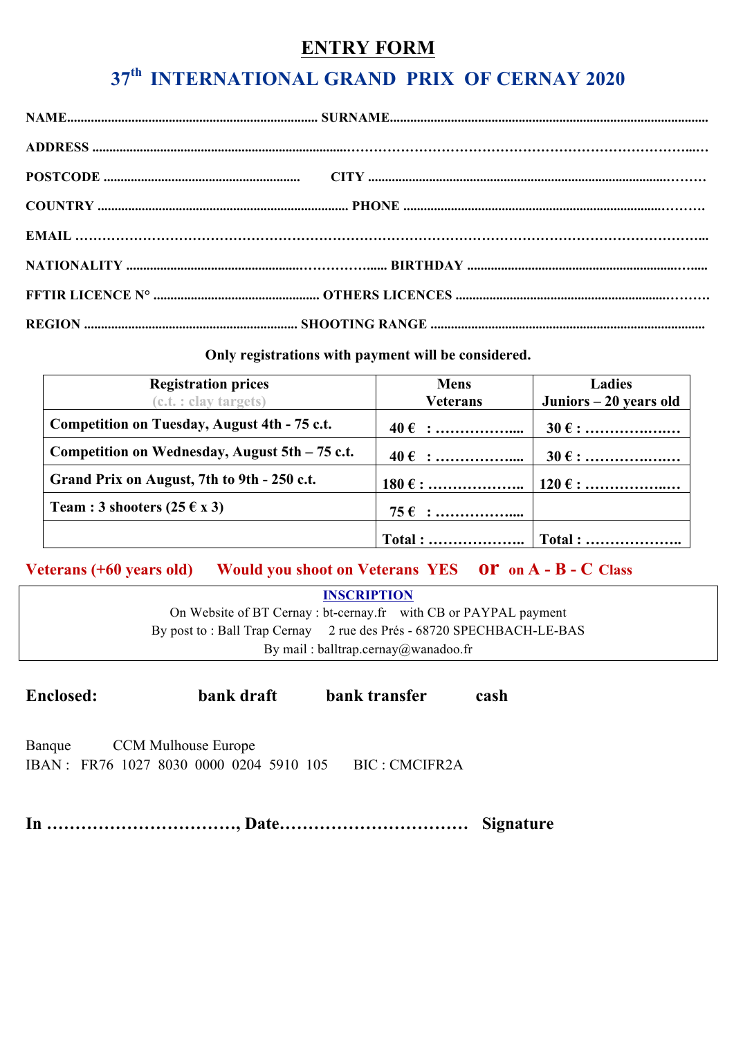# ENTRY FORM

## 37th INTERNATIONAL GRAND PRIX OF CERNAY 2020

**NAME**........................................................................... **SURNAME**...............................................................................................

**ADDRESS** ..........................................................................................................................................................

**POSTCODE** ......................................................... **CITY** ...................................................................................................

**COUNTRY** ........................................................................ **PHONE** .....................................................................................

**EMAIL** ................................................................................................................................................................

**NATIONALITY** .................................................................... **BIRTHDAY** .......................................................................

**FFTIR LICENCE N°** ................................................ **OTHERS LICENCES** .........................................................................

**REGION** ............................................................... **SHOOTING RANGE** ............................................................................

**Only registrations with payment will be considered.**

| Registration prices (c.t. : clay targets) | Mens Veterans | Ladies Juniors – 20 years old |
|---|---|---|
| Competition on Tuesday, August 4th - 75 c.t. | 40 € : .................. | 30 € : .................. |
| Competition on Wednesday, August 5th – 75 c.t. | 40 € : .................. | 30 € : .................. |
| Grand Prix on August, 7th to 9th - 250 c.t. | 180 € : .................. | 120 € : .................. |
| Team : 3 shooters (25 € x 3) | 75 € : .................. | |
| | Total : .................. | Total : .................. |

**Veterans (+60 years old) Would you shoot on Veterans YES or on A - B - C Class**

**INSCRIPTION**

On Website of BT Cernay : bt-cernay.fr with CB or PAYPAL payment

By post to : Ball Trap Cernay 2 rue des Prés - 68720 SPECHBACH-LE-BAS

By mail : balltrap.cernay@wanadoo.fr

**Enclosed:** **bank draft** **bank transfer** **cash**

Banque CCM Mulhouse Europe

IBAN : FR76 1027 8030 0000 0204 5910 105 BIC : CMCIFR2A

**In ................................, Date................................ Signature**